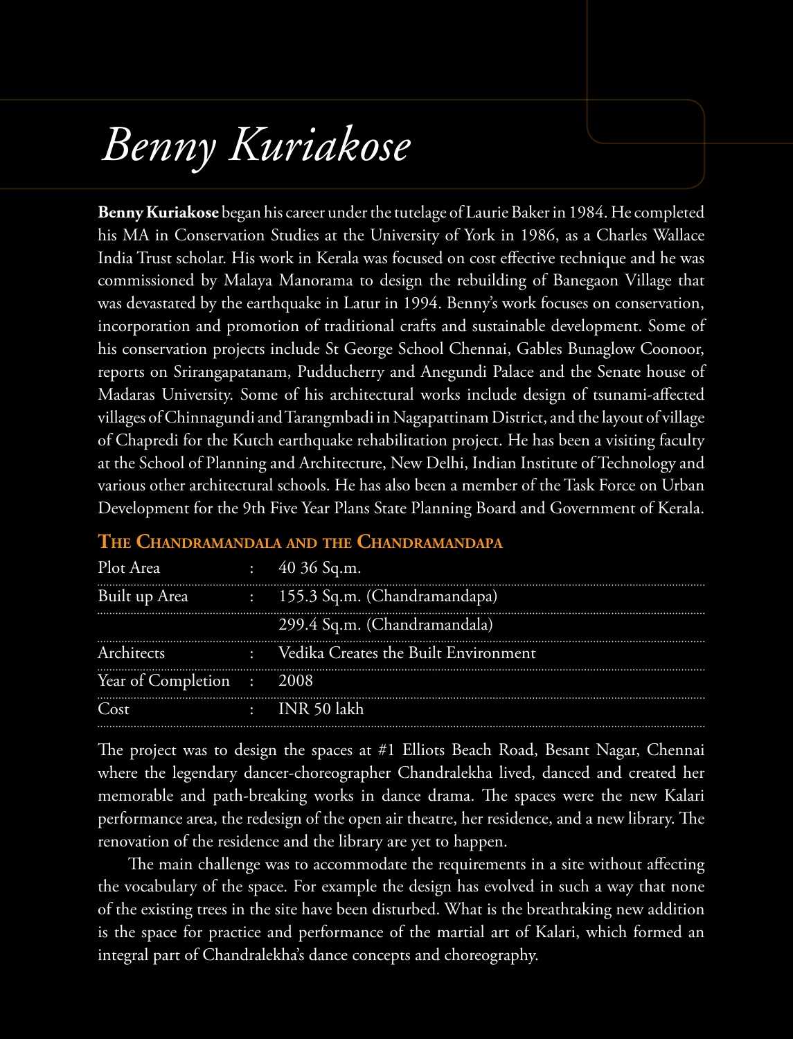# *Benny Kuriakose*

**Benny Kuriakose** began his career under the tutelage of Laurie Baker in 1984. He completed his MA in Conservation Studies at the University of York in 1986, as a Charles Wallace India Trust scholar. His work in Kerala was focused on cost effective technique and he was commissioned by Malaya Manorama to design the rebuilding of Banegaon Village that was devastated by the earthquake in Latur in 1994. Benny's work focuses on conservation, incorporation and promotion of traditional crafts and sustainable development. Some of his conservation projects include St George School Chennai, Gables Bunaglow Coonoor, reports on Srirangapatanam, Pudducherry and Anegundi Palace and the Senate house of Madaras University. Some of his architectural works include design of tsunami-affected villages of Chinnagundi and Tarangmbadi in Nagapattinam District, and the layout of village of Chapredi for the Kutch earthquake rehabilitation project. He has been a visiting faculty at the School of Planning and Architecture, New Delhi, Indian Institute of Technology and various other architectural schools. He has also been a member of the Task Force on Urban Development for the 9th Five Year Plans State Planning Board and Government of Kerala.

## The Chandramandala and the Chandramandapa

| | | |
|---|---|---|
| Plot Area | : | 40 36 Sq.m. |
| Built up Area | : | 155.3 Sq.m. (Chandramandapa) |
| | | 299.4 Sq.m. (Chandramandala) |
| Architects | : | Vedika Creates the Built Environment |
| Year of Completion | : | 2008 |
| Cost | : | INR 50 lakh |

The project was to design the spaces at #1 Elliots Beach Road, Besant Nagar, Chennai where the legendary dancer-choreographer Chandralekha lived, danced and created her memorable and path-breaking works in dance drama. The spaces were the new Kalari performance area, the redesign of the open air theatre, her residence, and a new library. The renovation of the residence and the library are yet to happen.

The main challenge was to accommodate the requirements in a site without affecting the vocabulary of the space. For example the design has evolved in such a way that none of the existing trees in the site have been disturbed. What is the breathtaking new addition is the space for practice and performance of the martial art of Kalari, which formed an integral part of Chandralekha's dance concepts and choreography.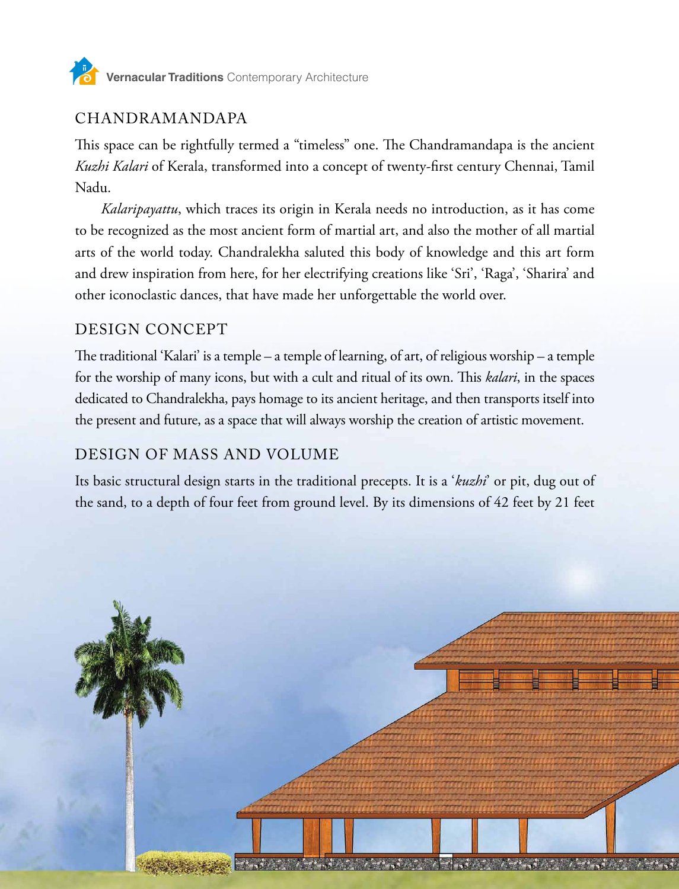## CHANDRAMANDAPA

This space can be rightfully termed a "timeless" one. The Chandramandapa is the ancient *Kuzhi Kalari* of Kerala, transformed into a concept of twenty-first century Chennai, Tamil Nadu.

*Kalaripayattu*, which traces its origin in Kerala needs no introduction, as it has come to be recognized as the most ancient form of martial art, and also the mother of all martial arts of the world today. Chandralekha saluted this body of knowledge and this art form and drew inspiration from here, for her electrifying creations like 'Sri', 'Raga', 'Sharira' and other iconoclastic dances, that have made her unforgettable the world over.

## DESIGN CONCEPT

The traditional 'Kalari' is a temple – a temple of learning, of art, of religious worship – a temple for the worship of many icons, but with a cult and ritual of its own. This *kalari*, in the spaces dedicated to Chandralekha, pays homage to its ancient heritage, and then transports itself into the present and future, as a space that will always worship the creation of artistic movement.

## DESIGN OF MASS AND VOLUME

Its basic structural design starts in the traditional precepts. It is a '*kuzhi*' or pit, dug out of the sand, to a depth of four feet from ground level. By its dimensions of 42 feet by 21 feet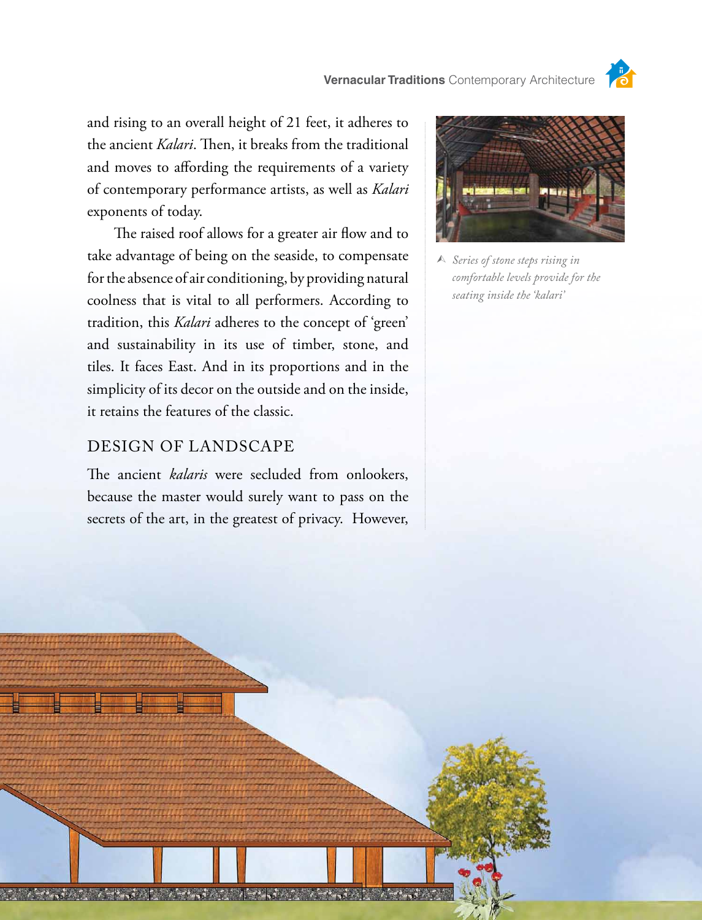and rising to an overall height of 21 feet, it adheres to the ancient *Kalari*. Then, it breaks from the traditional and moves to affording the requirements of a variety of contemporary performance artists, as well as *Kalari* exponents of today.

The raised roof allows for a greater air flow and to take advantage of being on the seaside, to compensate for the absence of air conditioning, by providing natural coolness that is vital to all performers. According to tradition, this *Kalari* adheres to the concept of 'green' and sustainability in its use of timber, stone, and tiles. It faces East. And in its proportions and in the simplicity of its decor on the outside and on the inside, it retains the features of the classic.

## DESIGN OF LANDSCAPE

The ancient *kalaris* were secluded from onlookers, because the master would surely want to pass on the secrets of the art, in the greatest of privacy. However,

*Series of stone steps rising in comfortable levels provide for the seating inside the 'kalari'*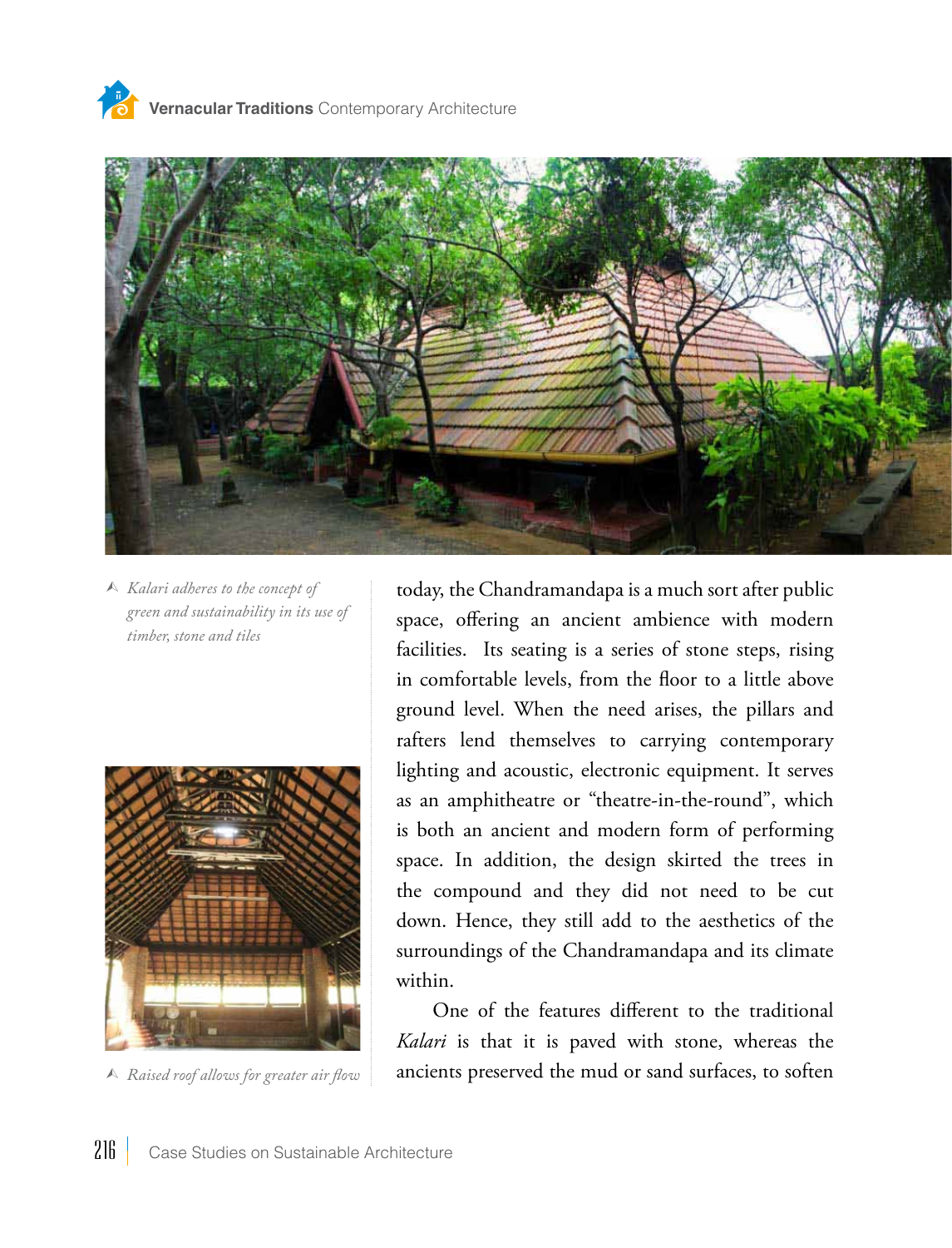*Kalari adheres to the concept of green and sustainability in its use of timber, stone and tiles*

*Raised roof allows for greater air flow*

today, the Chandramandapa is a much sort after public space, offering an ancient ambience with modern facilities. Its seating is a series of stone steps, rising in comfortable levels, from the floor to a little above ground level. When the need arises, the pillars and rafters lend themselves to carrying contemporary lighting and acoustic, electronic equipment. It serves as an amphitheatre or "theatre-in-the-round", which is both an ancient and modern form of performing space. In addition, the design skirted the trees in the compound and they did not need to be cut down. Hence, they still add to the aesthetics of the surroundings of the Chandramandapa and its climate within.

One of the features different to the traditional *Kalari* is that it is paved with stone, whereas the ancients preserved the mud or sand surfaces, to soften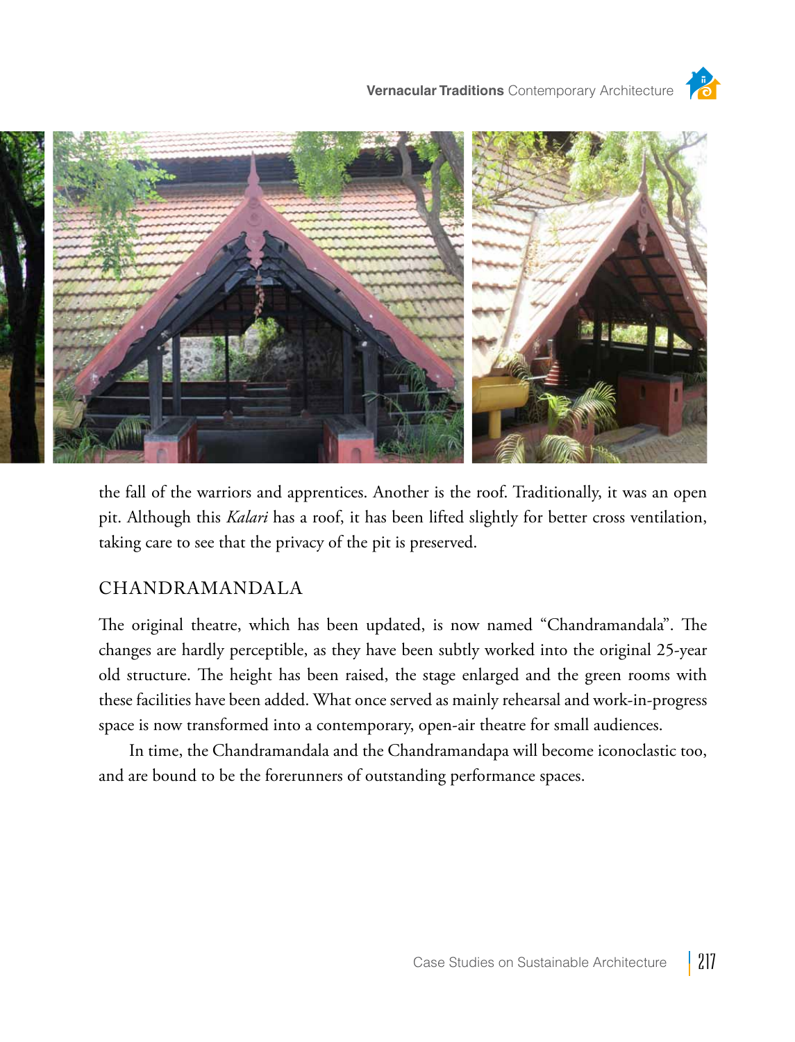the fall of the warriors and apprentices. Another is the roof. Traditionally, it was an open pit. Although this *Kalari* has a roof, it has been lifted slightly for better cross ventilation, taking care to see that the privacy of the pit is preserved.

## CHANDRAMANDALA

The original theatre, which has been updated, is now named "Chandramandala". The changes are hardly perceptible, as they have been subtly worked into the original 25-year old structure. The height has been raised, the stage enlarged and the green rooms with these facilities have been added. What once served as mainly rehearsal and work-in-progress space is now transformed into a contemporary, open-air theatre for small audiences.

In time, the Chandramandala and the Chandramandapa will become iconoclastic too, and are bound to be the forerunners of outstanding performance spaces.